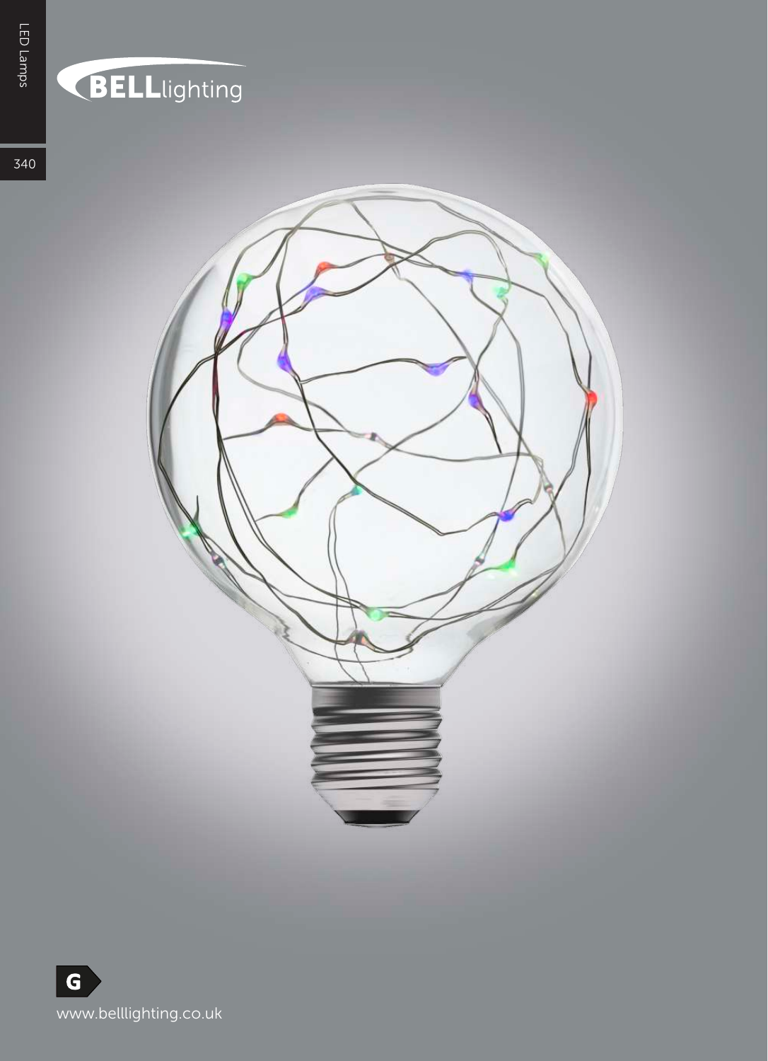BELLlighting

G

www.belllighting.co.uk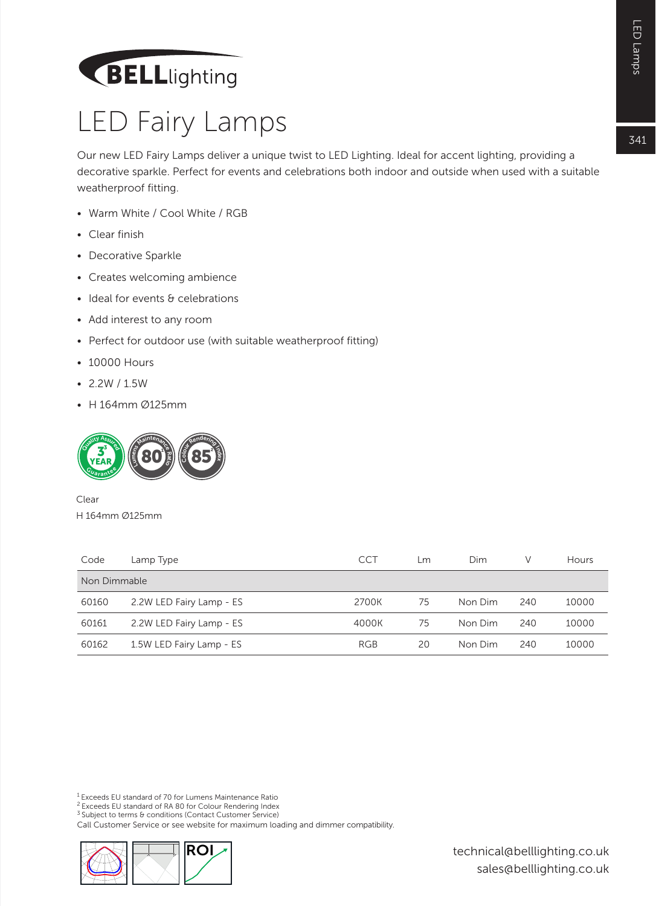# LED Fairy Lamps

Our new LED Fairy Lamps deliver a unique twist to LED Lighting. Ideal for accent lighting, providing a decorative sparkle. Perfect for events and celebrations both indoor and outside when used with a suitable weatherproof fitting.

- Warm White / Cool White / RGB
- Clear finish
- Decorative Sparkle
- Creates welcoming ambience
- Ideal for events & celebrations
- Add interest to any room
- Perfect for outdoor use (with suitable weatherproof fitting)
- 10000 Hours
- 2.2W / 1.5W
- H 164mm Ø125mm

Quality Assured 3[3] YEAR Guarantee | Lumens Maintenance Ratio 80[1] | Colour Rendering Index 85[2]

Clear
H 164mm Ø125mm

| Code | Lamp Type | CCT | Lm | Dim | V | Hours |
|---|---|---|---|---|---|---|
| Non Dimmable | | | | | | |
| 60160 | 2.2W LED Fairy Lamp - ES | 2700K | 75 | Non Dim | 240 | 10000 |
| 60161 | 2.2W LED Fairy Lamp - ES | 4000K | 75 | Non Dim | 240 | 10000 |
| 60162 | 1.5W LED Fairy Lamp - ES | RGB | 20 | Non Dim | 240 | 10000 |

[1] Exceeds EU standard of 70 for Lumens Maintenance Ratio
[2] Exceeds EU standard of RA 80 for Colour Rendering Index
[3] Subject to terms & conditions (Contact Customer Service)
Call Customer Service or see website for maximum loading and dimmer compatibility.

ROI

technical@belllighting.co.uk
sales@belllighting.co.uk